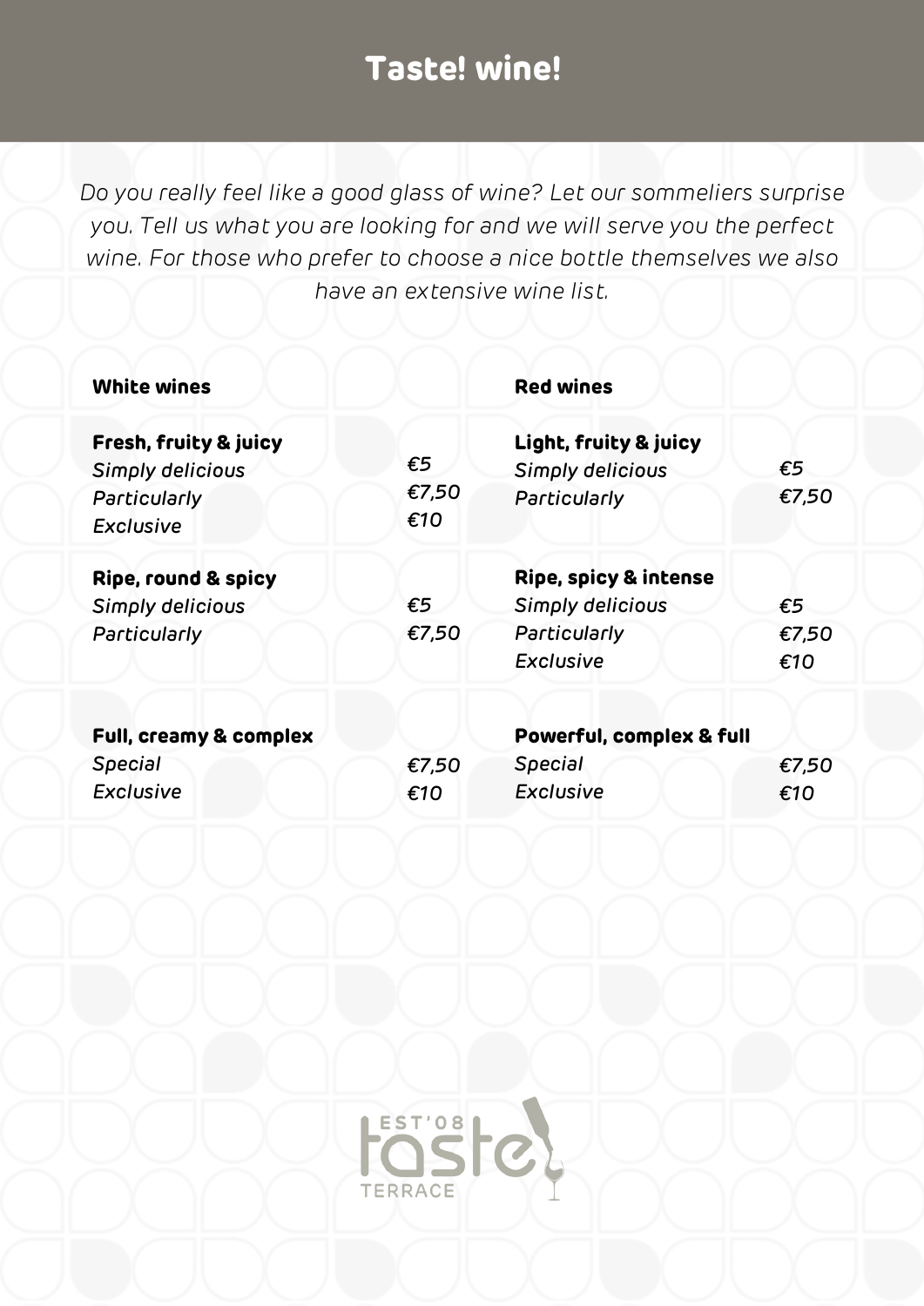# Taste! wine!

*Do you really feel like a good glass of wine? Let our sommeliers surprise you. Tell us what you are looking for and we will serve you the perfect wine. For those who prefer to choose a nice bottle themselves we also have an extensive wine list.*

## White wines

**Fresh, fruity & juicy**

| | |
|---|---|
| *Simply delicious* | *€5* |
| *Particularly* | *€7,50* |
| *Exclusive* | *€10* |

**Ripe, round & spicy**

| | |
|---|---|
| *Simply delicious* | *€5* |
| *Particularly* | *€7,50* |

**Full, creamy & complex**

| | |
|---|---|
| *Special* | *€7,50* |
| *Exclusive* | *€10* |

## Red wines

**Light, fruity & juicy**

| | |
|---|---|
| *Simply delicious* | *€5* |
| *Particularly* | *€7,50* |

**Ripe, spicy & intense**

| | |
|---|---|
| *Simply delicious* | *€5* |
| *Particularly* | *€7,50* |
| *Exclusive* | *€10* |

**Powerful, complex & full**

| | |
|---|---|
| *Special* | *€7,50* |
| *Exclusive* | *€10* |

EST'08 taste TERRACE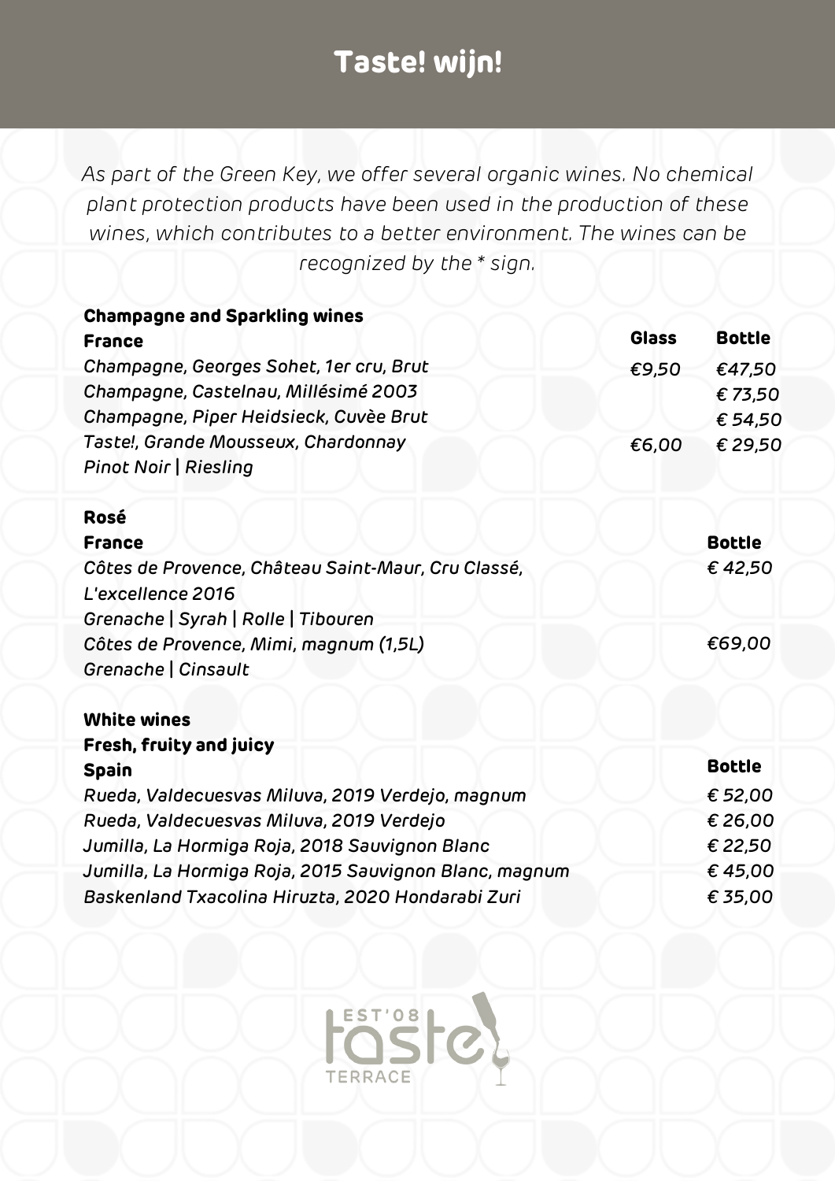# Taste! wijn!

*As part of the Green Key, we offer several organic wines. No chemical plant protection products have been used in the production of these wines, which contributes to a better environment. The wines can be recognized by the * sign.*

## Champagne and Sparkling wines

| France | Glass | Bottle |
|---|---|---|
| *Champagne, Georges Sohet, 1er cru, Brut* | *€9,50* | *€47,50* |
| *Champagne, Castelnau, Millésimé 2003* | | *€ 73,50* |
| *Champagne, Piper Heidsieck, Cuvèe Brut* | | *€ 54,50* |
| *Taste!, Grande Mousseux, Chardonnay Pinot Noir \| Riesling* | *€6,00* | *€ 29,50* |

## Rosé

| France | Bottle |
|---|---|
| *Côtes de Provence, Château Saint-Maur, Cru Classé, L'excellence 2016 Grenache \| Syrah \| Rolle \| Tibouren* | *€ 42,50* |
| *Côtes de Provence, Mimi, magnum (1,5L) Grenache \| Cinsault* | *€69,00* |

## White wines

### Fresh, fruity and juicy

| Spain | Bottle |
|---|---|
| *Rueda, Valdecuesvas Miluva, 2019 Verdejo, magnum* | *€ 52,00* |
| *Rueda, Valdecuesvas Miluva, 2019 Verdejo* | *€ 26,00* |
| *Jumilla, La Hormiga Roja, 2018 Sauvignon Blanc* | *€ 22,50* |
| *Jumilla, La Hormiga Roja, 2015 Sauvignon Blanc, magnum* | *€ 45,00* |
| *Baskenland Txacolina Hiruzta, 2020 Hondarabi Zuri* | *€ 35,00* |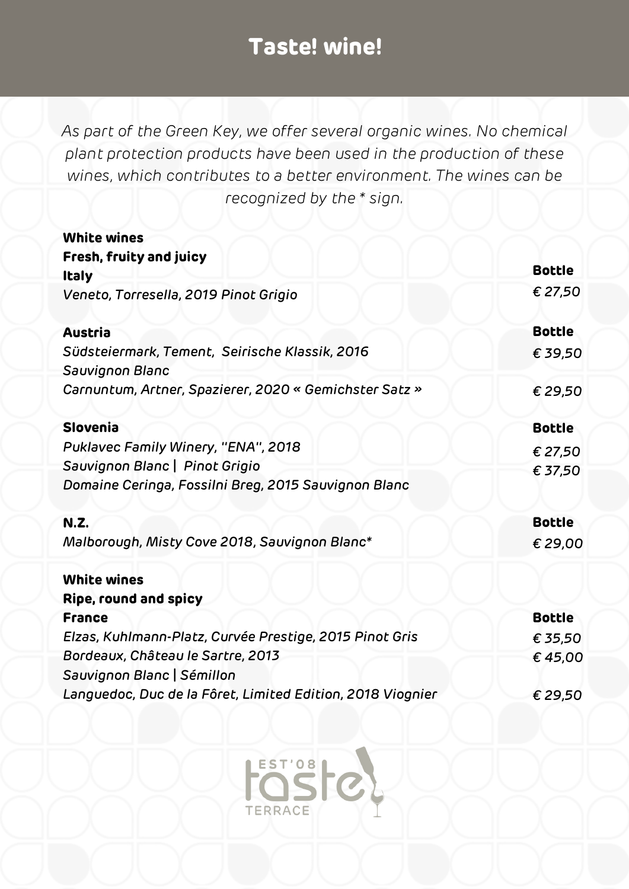# Taste! wine!

*As part of the Green Key, we offer several organic wines. No chemical plant protection products have been used in the production of these wines, which contributes to a better environment. The wines can be recognized by the * sign.*

## White wines

### Fresh, fruity and juicy

| **Italy** | **Bottle** |
|---|---|
| *Veneto, Torresella, 2019 Pinot Grigio* | *€ 27,50* |

| **Austria** | **Bottle** |
|---|---|
| *Südsteiermark, Tement, Seirische Klassik, 2016 Sauvignon Blanc* | *€ 39,50* |
| *Carnuntum, Artner, Spazierer, 2020 « Gemichster Satz »* | *€ 29,50* |

| **Slovenia** | **Bottle** |
|---|---|
| *Puklavec Family Winery, "ENA", 2018 Sauvignon Blanc \| Pinot Grigio* | *€ 27,50* |
| *Domaine Ceringa, Fossilni Breg, 2015 Sauvignon Blanc* | *€ 37,50* |

| **N.Z.** | **Bottle** |
|---|---|
| *Malborough, Misty Cove 2018, Sauvignon Blanc** | *€ 29,00* |

## White wines

### Ripe, round and spicy

| **France** | **Bottle** |
|---|---|
| *Elzas, Kuhlmann-Platz, Curvée Prestige, 2015 Pinot Gris* | *€ 35,50* |
| *Bordeaux, Château le Sartre, 2013 Sauvignon Blanc \| Sémillon* | *€ 45,00* |
| *Languedoc, Duc de la Fôret, Limited Edition, 2018 Viognier* | *€ 29,50* |

EST'08 taste TERRACE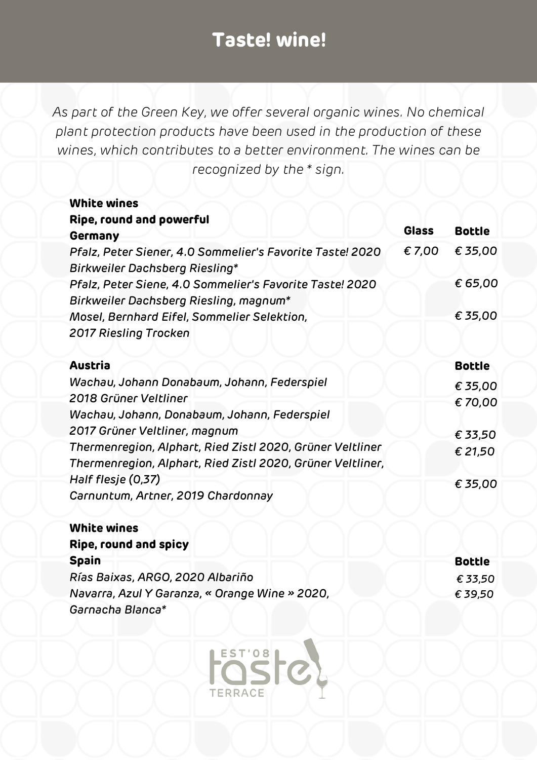# Taste! wine!

*As part of the Green Key, we offer several organic wines. No chemical plant protection products have been used in the production of these wines, which contributes to a better environment. The wines can be recognized by the * sign.*

**White wines**
**Ripe, round and powerful**

| **Germany** | **Glass** | **Bottle** |
|---|---|---|
| *Pfalz, Peter Siener, 4.0 Sommelier's Favorite Taste! 2020 Birkweiler Dachsberg Riesling** | *€ 7,00* | *€ 35,00* |
| *Pfalz, Peter Siene, 4.0 Sommelier's Favorite Taste! 2020 Birkweiler Dachsberg Riesling, magnum** | | *€ 65,00* |
| *Mosel, Bernhard Eifel, Sommelier Selektion, 2017 Riesling Trocken* | | *€ 35,00* |

| **Austria** | **Bottle** |
|---|---|
| *Wachau, Johann Donabaum, Johann, Federspiel 2018 Grüner Veltliner* | *€ 35,00* |
| *Wachau, Johann, Donabaum, Johann, Federspiel 2017 Grüner Veltliner, magnum* | *€ 70,00* |
| *Thermenregion, Alphart, Ried Zistl 2020, Grüner Veltliner* | *€ 33,50* |
| *Thermenregion, Alphart, Ried Zistl 2020, Grüner Veltliner, Half flesje (0,37)* | *€ 21,50* |
| *Carnuntum, Artner, 2019 Chardonnay* | *€ 35,00* |

**White wines**
**Ripe, round and spicy**

| **Spain** | **Bottle** |
|---|---|
| *Rías Baixas, ARGO, 2020 Albariño* | *€ 33,50* |
| *Navarra, Azul Y Garanza, « Orange Wine » 2020, Garnacha Blanca** | *€ 39,50* |

EST'08 taste TERRACE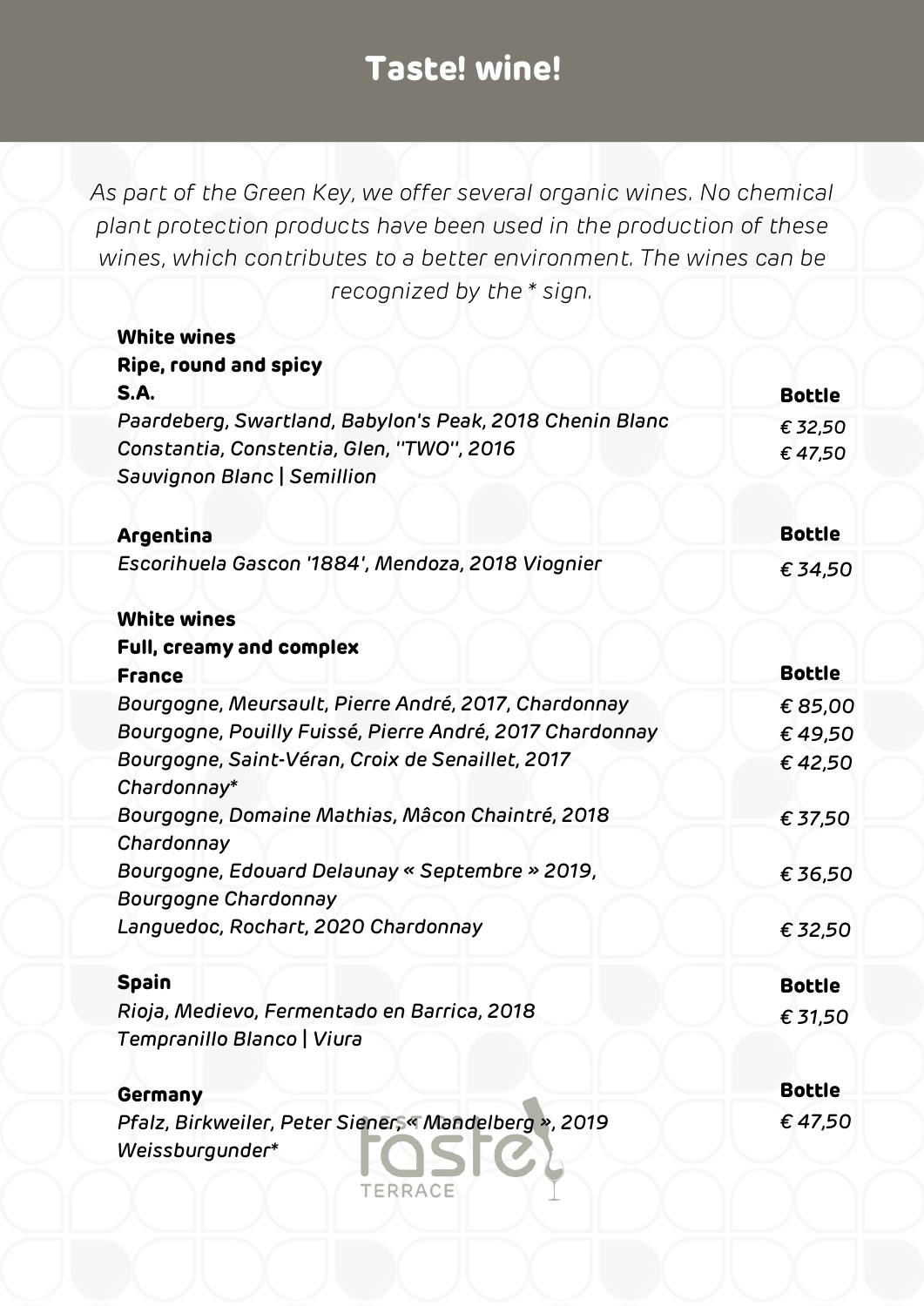# Taste! wine!

*As part of the Green Key, we offer several organic wines. No chemical plant protection products have been used in the production of these wines, which contributes to a better environment. The wines can be recognized by the * sign.*

**White wines**
**Ripe, round and spicy**

| **S.A.** | **Bottle** |
|---|---|
| *Paardeberg, Swartland, Babylon's Peak, 2018 Chenin Blanc* | *€ 32,50* |
| *Constantia, Constentia, Glen, "TWO", 2016 Sauvignon Blanc \| Semillion* | *€ 47,50* |

| **Argentina** | **Bottle** |
|---|---|
| *Escorihuela Gascon '1884', Mendoza, 2018 Viognier* | *€ 34,50* |

**White wines**
**Full, creamy and complex**

| **France** | **Bottle** |
|---|---|
| *Bourgogne, Meursault, Pierre André, 2017, Chardonnay* | *€ 85,00* |
| *Bourgogne, Pouilly Fuissé, Pierre André, 2017 Chardonnay* | *€ 49,50* |
| *Bourgogne, Saint-Véran, Croix de Senaillet, 2017 Chardonnay** | *€ 42,50* |
| *Bourgogne, Domaine Mathias, Mâcon Chaintré, 2018 Chardonnay* | *€ 37,50* |
| *Bourgogne, Edouard Delaunay « Septembre » 2019, Bourgogne Chardonnay* | *€ 36,50* |
| *Languedoc, Rochart, 2020 Chardonnay* | *€ 32,50* |

| **Spain** | **Bottle** |
|---|---|
| *Rioja, Medievo, Fermentado en Barrica, 2018 Tempranillo Blanco \| Viura* | *€ 31,50* |

| **Germany** | **Bottle** |
|---|---|
| *Pfalz, Birkweiler, Peter Siener, « Mandelberg », 2019 Weissburgunder** | *€ 47,50* |

taste TERRACE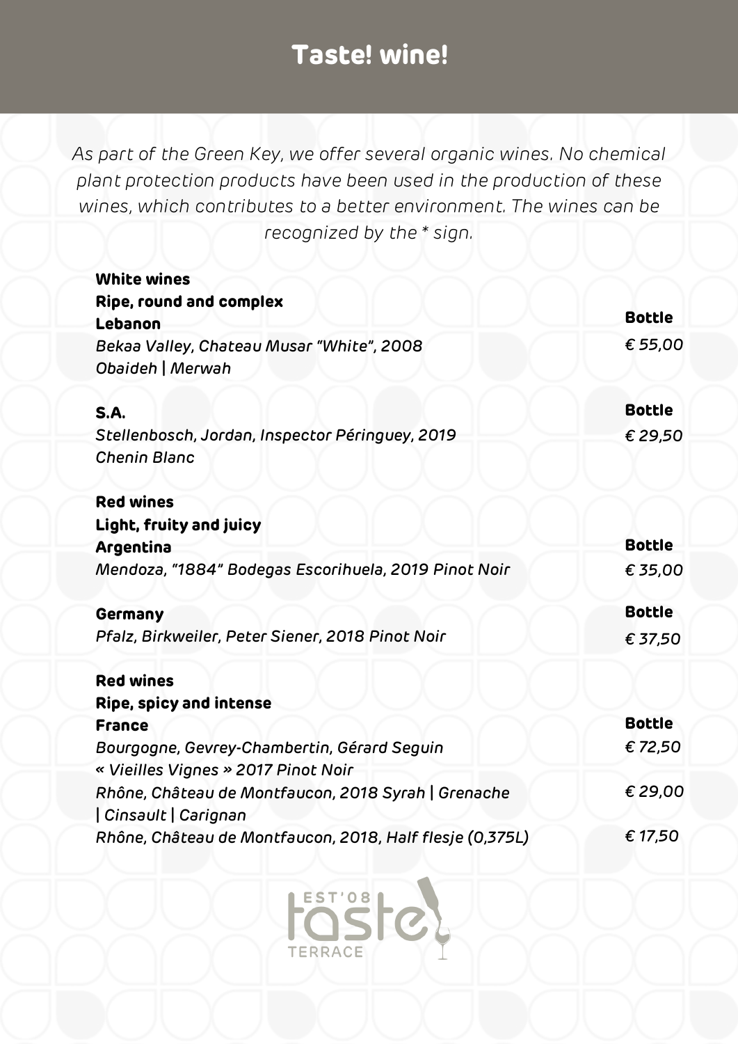# Taste! wine!

*As part of the Green Key, we offer several organic wines. No chemical plant protection products have been used in the production of these wines, which contributes to a better environment. The wines can be recognized by the * sign.*

**White wines**
**Ripe, round and complex**

**Lebanon** — **Bottle**

*Bekaa Valley, Chateau Musar "White", 2008* — *€ 55,00*
*Obaideh | Merwah*

**S.A.** — **Bottle**

*Stellenbosch, Jordan, Inspector Péringuey, 2019* — *€ 29,50*
*Chenin Blanc*

**Red wines**
**Light, fruity and juicy**

**Argentina** — **Bottle**

*Mendoza, "1884" Bodegas Escorihuela, 2019 Pinot Noir* — *€ 35,00*

**Germany** — **Bottle**

*Pfalz, Birkweiler, Peter Siener, 2018 Pinot Noir* — *€ 37,50*

**Red wines**
**Ripe, spicy and intense**

**France** — **Bottle**

*Bourgogne, Gevrey-Chambertin, Gérard Seguin « Vieilles Vignes » 2017 Pinot Noir* — *€ 72,50*

*Rhône, Château de Montfaucon, 2018 Syrah | Grenache | Cinsault | Carignan* — *€ 29,00*

*Rhône, Château de Montfaucon, 2018, Half flesje (0,375L)* — *€ 17,50*

EST'08 taste TERRACE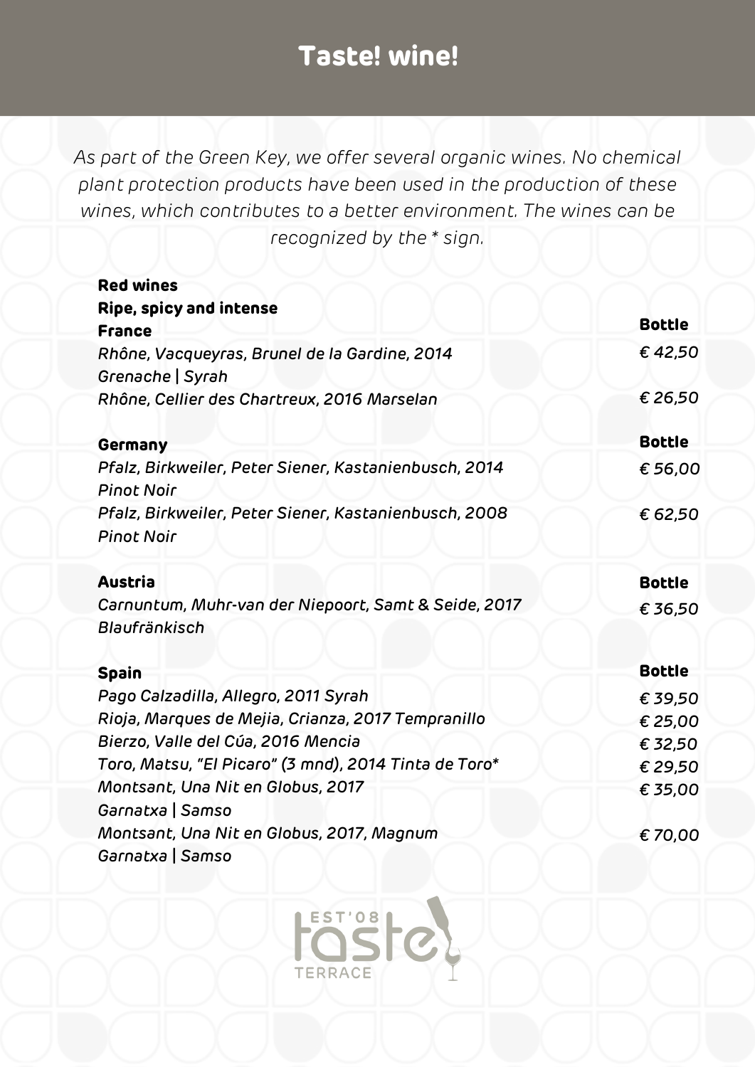# Taste! wine!

*As part of the Green Key, we offer several organic wines. No chemical plant protection products have been used in the production of these wines, which contributes to a better environment. The wines can be recognized by the * sign.*

**Red wines**

**Ripe, spicy and intense**

| **France** | **Bottle** |
| --- | --- |
| *Rhône, Vacqueyras, Brunel de la Gardine, 2014 Grenache \| Syrah* | *€ 42,50* |
| *Rhône, Cellier des Chartreux, 2016 Marselan* | *€ 26,50* |

| **Germany** | **Bottle** |
| --- | --- |
| *Pfalz, Birkweiler, Peter Siener, Kastanienbusch, 2014 Pinot Noir* | *€ 56,00* |
| *Pfalz, Birkweiler, Peter Siener, Kastanienbusch, 2008 Pinot Noir* | *€ 62,50* |

| **Austria** | **Bottle** |
| --- | --- |
| *Carnuntum, Muhr-van der Niepoort, Samt & Seide, 2017 Blaufränkisch* | *€ 36,50* |

| **Spain** | **Bottle** |
| --- | --- |
| *Pago Calzadilla, Allegro, 2011 Syrah* | *€ 39,50* |
| *Rioja, Marques de Mejia, Crianza, 2017 Tempranillo* | *€ 25,00* |
| *Bierzo, Valle del Cúa, 2016 Mencia* | *€ 32,50* |
| *Toro, Matsu, "El Picaro" (3 mnd), 2014 Tinta de Toro** | *€ 29,50* |
| *Montsant, Una Nit en Globus, 2017 Garnatxa \| Samso* | *€ 35,00* |
| *Montsant, Una Nit en Globus, 2017, Magnum Garnatxa \| Samso* | *€ 70,00* |

EST'08 taste TERRACE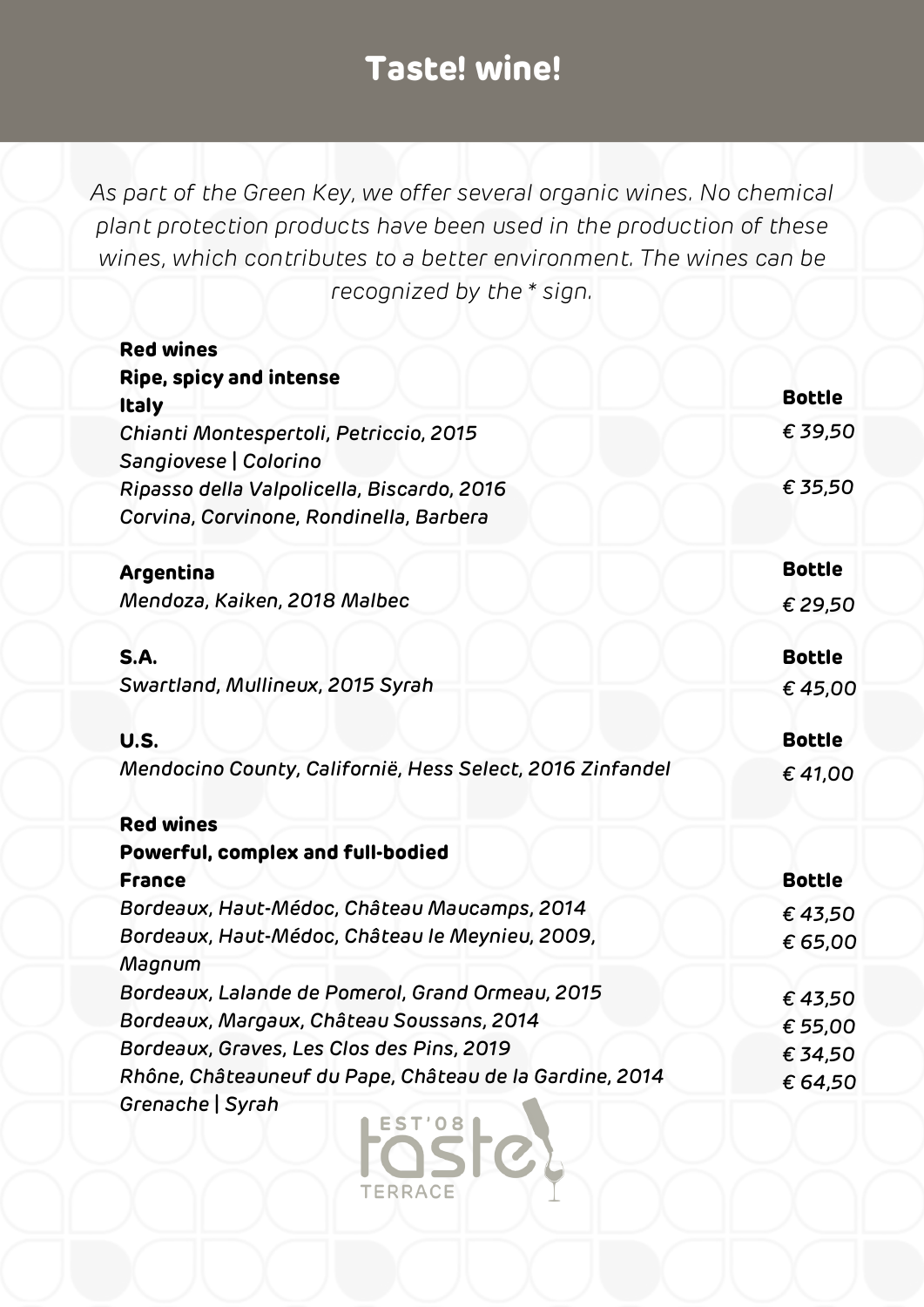# Taste! wine!

*As part of the Green Key, we offer several organic wines. No chemical plant protection products have been used in the production of these wines, which contributes to a better environment. The wines can be recognized by the * sign.*

**Red wines**
**Ripe, spicy and intense**

| **Italy** | **Bottle** |
|---|---|
| *Chianti Montespertoli, Petriccio, 2015* *Sangiovese \| Colorino* | *€ 39,50* |
| *Ripasso della Valpolicella, Biscardo, 2016* *Corvina, Corvinone, Rondinella, Barbera* | *€ 35,50* |

| **Argentina** | **Bottle** |
|---|---|
| *Mendoza, Kaiken, 2018 Malbec* | *€ 29,50* |

| **S.A.** | **Bottle** |
|---|---|
| *Swartland, Mullineux, 2015 Syrah* | *€ 45,00* |

| **U.S.** | **Bottle** |
|---|---|
| *Mendocino County, Californië, Hess Select, 2016 Zinfandel* | *€ 41,00* |

**Red wines**
**Powerful, complex and full-bodied**

| **France** | **Bottle** |
|---|---|
| *Bordeaux, Haut-Médoc, Château Maucamps, 2014* | *€ 43,50* |
| *Bordeaux, Haut-Médoc, Château le Meynieu, 2009, Magnum* | *€ 65,00* |
| *Bordeaux, Lalande de Pomerol, Grand Ormeau, 2015* | *€ 43,50* |
| *Bordeaux, Margaux, Château Soussans, 2014* | *€ 55,00* |
| *Bordeaux, Graves, Les Clos des Pins, 2019* | *€ 34,50* |
| *Rhône, Châteauneuf du Pape, Château de la Gardine, 2014* *Grenache \| Syrah* | *€ 64,50* |

EST'08 taste TERRACE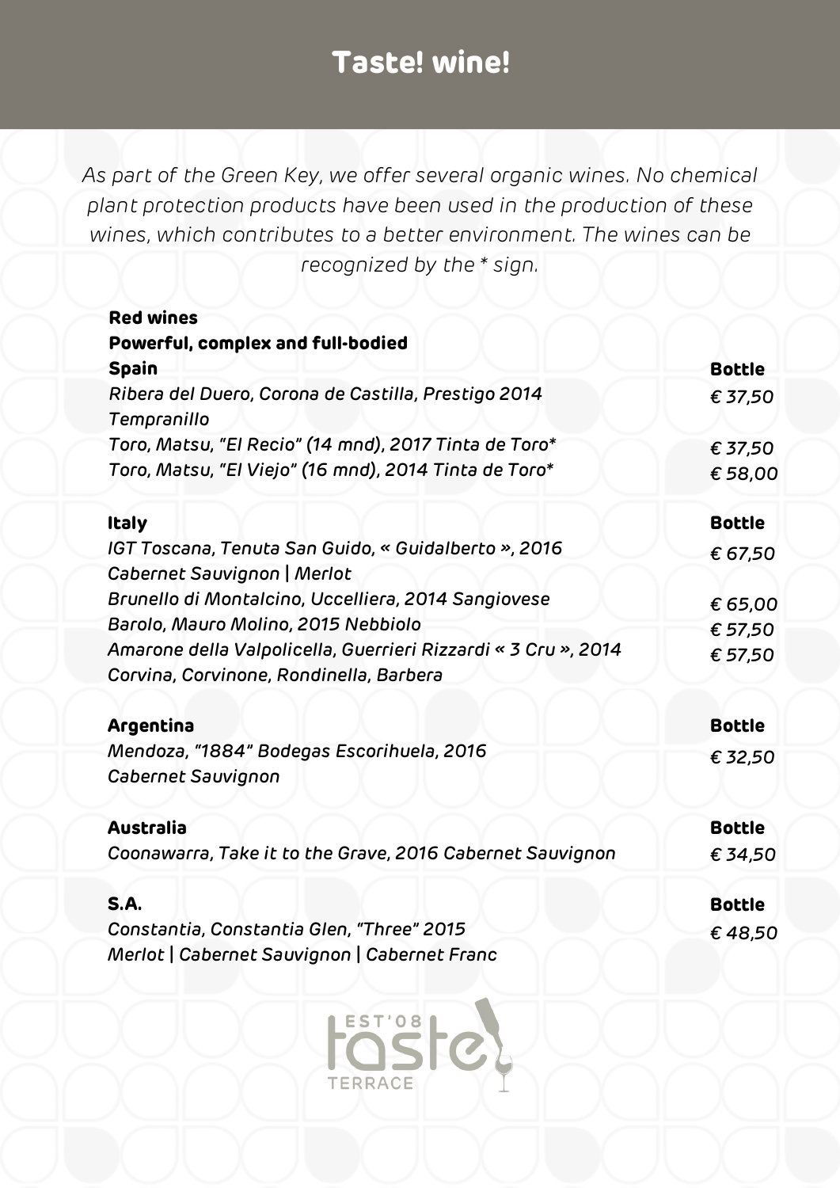# Taste! wine!

*As part of the Green Key, we offer several organic wines. No chemical plant protection products have been used in the production of these wines, which contributes to a better environment. The wines can be recognized by the * sign.*

## Red wines

### Powerful, complex and full-bodied

| Spain | Bottle |
|---|---|
| *Ribera del Duero, Corona de Castilla, Prestigo 2014 Tempranillo* | *€ 37,50* |
| *Toro, Matsu, "El Recio" (14 mnd), 2017 Tinta de Toro** | *€ 37,50* |
| *Toro, Matsu, "El Viejo" (16 mnd), 2014 Tinta de Toro** | *€ 58,00* |

| Italy | Bottle |
|---|---|
| *IGT Toscana, Tenuta San Guido, « Guidalberto », 2016 Cabernet Sauvignon \| Merlot* | *€ 67,50* |
| *Brunello di Montalcino, Uccelliera, 2014 Sangiovese* | *€ 65,00* |
| *Barolo, Mauro Molino, 2015 Nebbiolo* | *€ 57,50* |
| *Amarone della Valpolicella, Guerrieri Rizzardi « 3 Cru », 2014 Corvina, Corvinone, Rondinella, Barbera* | *€ 57,50* |

| Argentina | Bottle |
|---|---|
| *Mendoza, "1884" Bodegas Escorihuela, 2016 Cabernet Sauvignon* | *€ 32,50* |

| Australia | Bottle |
|---|---|
| *Coonawarra, Take it to the Grave, 2016 Cabernet Sauvignon* | *€ 34,50* |

| S.A. | Bottle |
|---|---|
| *Constantia, Constantia Glen, "Three" 2015 Merlot \| Cabernet Sauvignon \| Cabernet Franc* | *€ 48,50* |

EST'08 taste TERRACE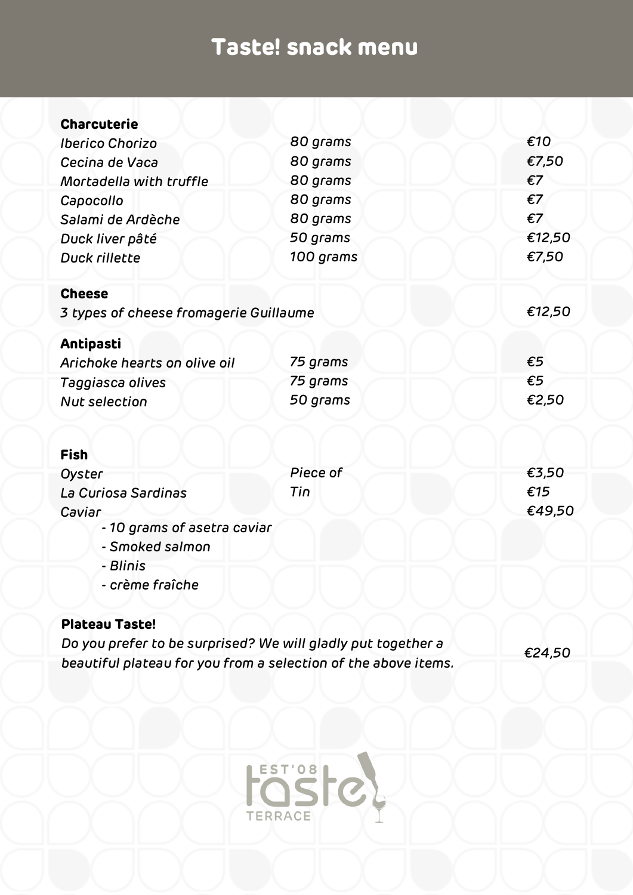# Taste! snack menu

**Charcuterie**

| | | |
|---|---|---|
| *Iberico Chorizo* | *80 grams* | *€10* |
| *Cecina de Vaca* | *80 grams* | *€7,50* |
| *Mortadella with truffle* | *80 grams* | *€7* |
| *Capocollo* | *80 grams* | *€7* |
| *Salami de Ardèche* | *80 grams* | *€7* |
| *Duck liver pâté* | *50 grams* | *€12,50* |
| *Duck rillette* | *100 grams* | *€7,50* |

**Cheese**

| | |
|---|---|
| *3 types of cheese fromagerie Guillaume* | *€12,50* |

**Antipasti**

| | | |
|---|---|---|
| *Arichoke hearts on olive oil* | *75 grams* | *€5* |
| *Taggiasca olives* | *75 grams* | *€5* |
| *Nut selection* | *50 grams* | *€2,50* |

**Fish**

| | | |
|---|---|---|
| *Oyster* | *Piece of* | *€3,50* |
| *La Curiosa Sardinas* | *Tin* | *€15* |
| *Caviar* | | *€49,50* |

- *10 grams of asetra caviar*
- *Smoked salmon*
- *Blinis*
- *crème fraîche*

**Plateau Taste!**

*Do you prefer to be surprised? We will gladly put together a beautiful plateau for you from a selection of the above items.* *€24,50*

EST'08 taste TERRACE